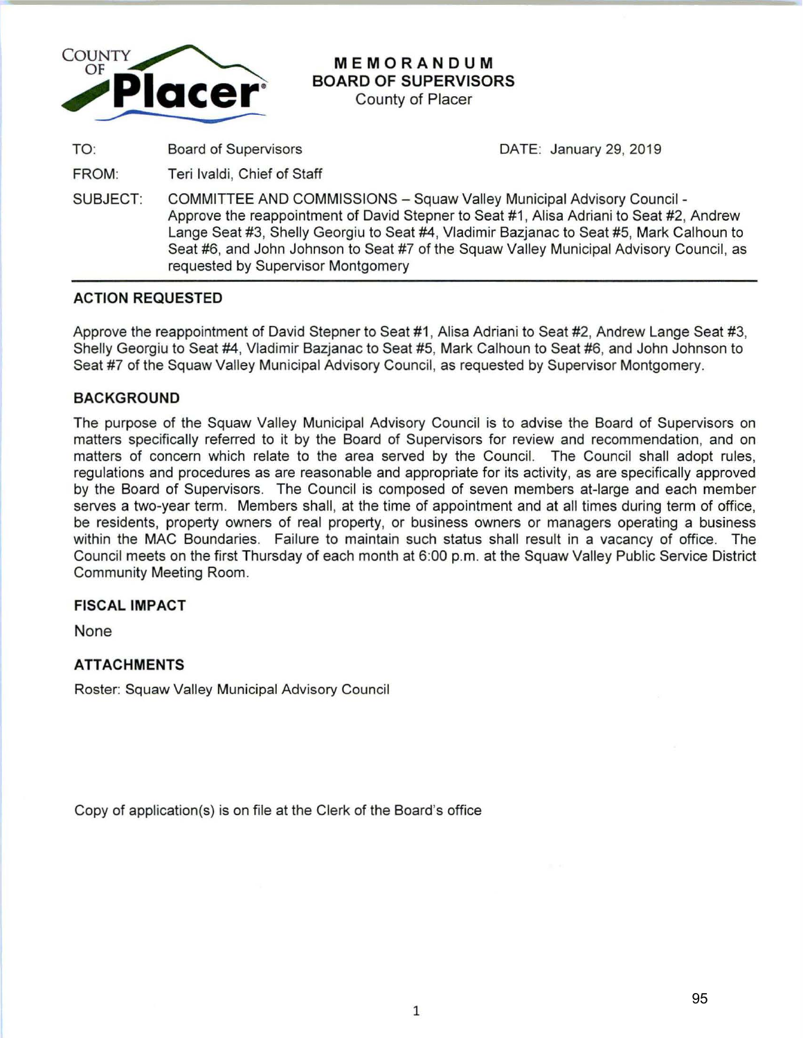COUNTY OF **Placer**

# MEMORANDUM
## BOARD OF SUPERVISORS
County of Placer

| | | |
|---|---|---|
| TO: | Board of Supervisors | DATE: January 29, 2019 |
| FROM: | Teri Ivaldi, Chief of Staff | |
| SUBJECT: | COMMITTEE AND COMMISSIONS – Squaw Valley Municipal Advisory Council - Approve the reappointment of David Stepner to Seat #1, Alisa Adriani to Seat #2, Andrew Lange Seat #3, Shelly Georgiu to Seat #4, Vladimir Bazjanac to Seat #5, Mark Calhoun to Seat #6, and John Johnson to Seat #7 of the Squaw Valley Municipal Advisory Council, as requested by Supervisor Montgomery | |

### ACTION REQUESTED

Approve the reappointment of David Stepner to Seat #1, Alisa Adriani to Seat #2, Andrew Lange Seat #3, Shelly Georgiu to Seat #4, Vladimir Bazjanac to Seat #5, Mark Calhoun to Seat #6, and John Johnson to Seat #7 of the Squaw Valley Municipal Advisory Council, as requested by Supervisor Montgomery.

### BACKGROUND

The purpose of the Squaw Valley Municipal Advisory Council is to advise the Board of Supervisors on matters specifically referred to it by the Board of Supervisors for review and recommendation, and on matters of concern which relate to the area served by the Council. The Council shall adopt rules, regulations and procedures as are reasonable and appropriate for its activity, as are specifically approved by the Board of Supervisors. The Council is composed of seven members at-large and each member serves a two-year term. Members shall, at the time of appointment and at all times during term of office, be residents, property owners of real property, or business owners or managers operating a business within the MAC Boundaries. Failure to maintain such status shall result in a vacancy of office. The Council meets on the first Thursday of each month at 6:00 p.m. at the Squaw Valley Public Service District Community Meeting Room.

### FISCAL IMPACT

None

### ATTACHMENTS

Roster: Squaw Valley Municipal Advisory Council

Copy of application(s) is on file at the Clerk of the Board's office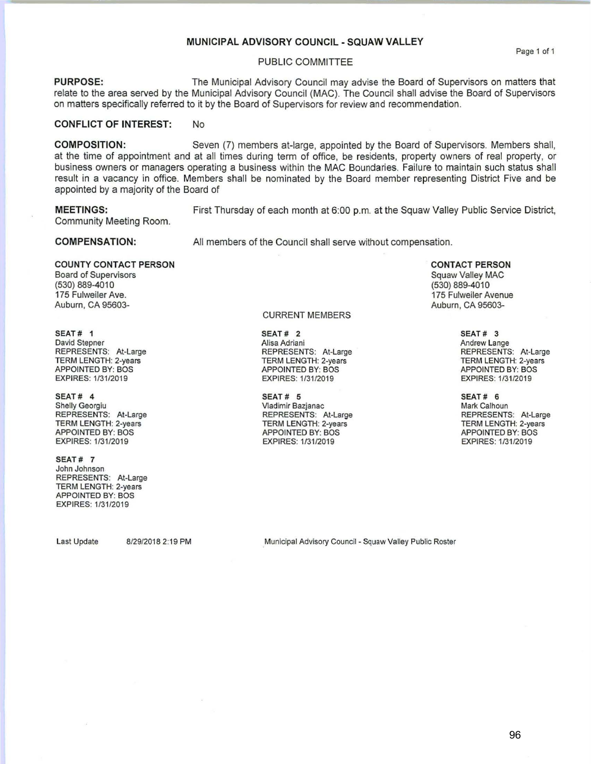# MUNICIPAL ADVISORY COUNCIL - SQUAW VALLEY

## PUBLIC COMMITTEE

**PURPOSE:** The Municipal Advisory Council may advise the Board of Supervisors on matters that relate to the area served by the Municipal Advisory Council (MAC). The Council shall advise the Board of Supervisors on matters specifically referred to it by the Board of Supervisors for review and recommendation.

**CONFLICT OF INTEREST:** No

**COMPOSITION:** Seven (7) members at-large, appointed by the Board of Supervisors. Members shall, at the time of appointment and at all times during term of office, be residents, property owners of real property, or business owners or managers operating a business within the MAC Boundaries. Failure to maintain such status shall result in a vacancy in office. Members shall be nominated by the Board member representing District Five and be appointed by a majority of the Board of

**MEETINGS:** First Thursday of each month at 6:00 p.m. at the Squaw Valley Public Service District, Community Meeting Room.

**COMPENSATION:** All members of the Council shall serve without compensation.

**COUNTY CONTACT PERSON**
Board of Supervisors
(530) 889-4010
175 Fulweiler Ave.
Auburn, CA 95603-

**CONTACT PERSON**
Squaw Valley MAC
(530) 889-4010
175 Fulweiler Avenue
Auburn, CA 95603-

CURRENT MEMBERS

**SEAT # 1**
David Stepner
REPRESENTS: At-Large
TERM LENGTH: 2-years
APPOINTED BY: BOS
EXPIRES: 1/31/2019

**SEAT # 2**
Alisa Adriani
REPRESENTS: At-Large
TERM LENGTH: 2-years
APPOINTED BY: BOS
EXPIRES: 1/31/2019

**SEAT # 3**
Andrew Lange
REPRESENTS: At-Large
TERM LENGTH: 2-years
APPOINTED BY: BOS
EXPIRES: 1/31/2019

**SEAT # 4**
Shelly Georgiu
REPRESENTS: At-Large
TERM LENGTH: 2-years
APPOINTED BY: BOS
EXPIRES: 1/31/2019

**SEAT # 5**
Vladimir Bazjanac
REPRESENTS: At-Large
TERM LENGTH: 2-years
APPOINTED BY: BOS
EXPIRES: 1/31/2019

**SEAT # 6**
Mark Calhoun
REPRESENTS: At-Large
TERM LENGTH: 2-years
APPOINTED BY: BOS
EXPIRES: 1/31/2019

**SEAT # 7**
John Johnson
REPRESENTS: At-Large
TERM LENGTH: 2-years
APPOINTED BY: BOS
EXPIRES: 1/31/2019

Last Update 8/29/2018 2:19 PM

Municipal Advisory Council - Squaw Valley Public Roster